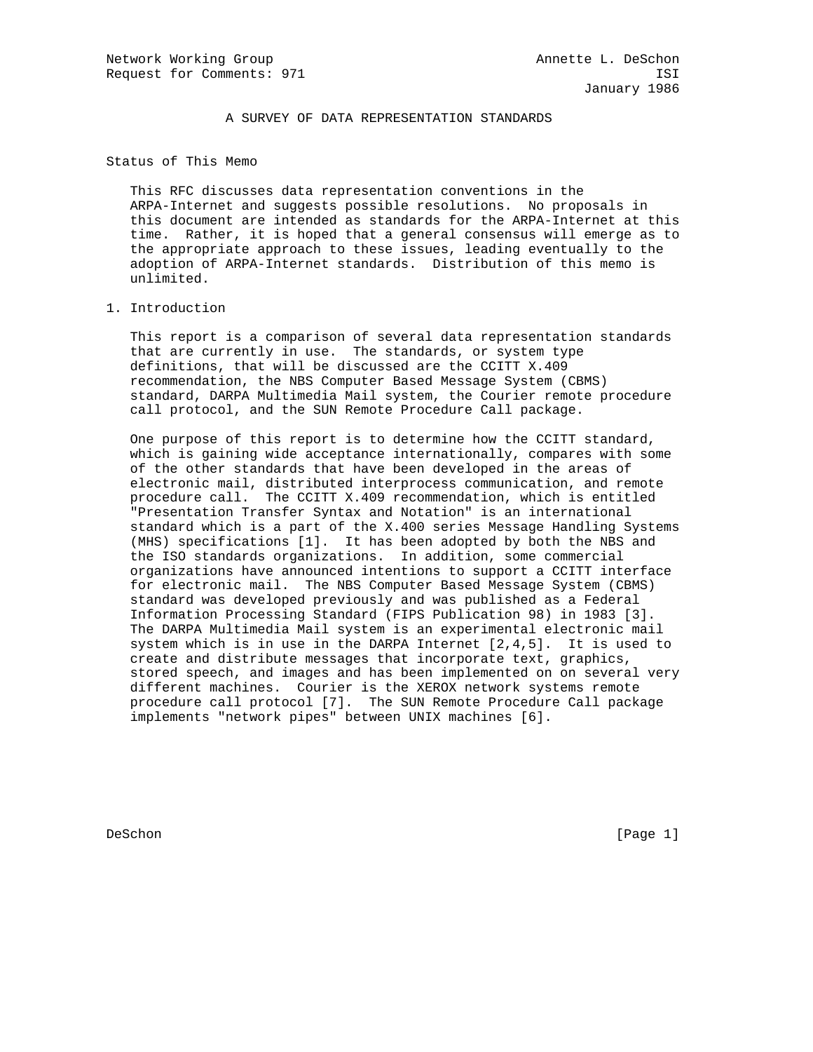Network Working Group  Annette L. DeSchon
Request for Comments: 971  ISI
January 1986

# A SURVEY OF DATA REPRESENTATION STANDARDS

## Status of This Memo

This RFC discusses data representation conventions in the ARPA-Internet and suggests possible resolutions. No proposals in this document are intended as standards for the ARPA-Internet at this time. Rather, it is hoped that a general consensus will emerge as to the appropriate approach to these issues, leading eventually to the adoption of ARPA-Internet standards. Distribution of this memo is unlimited.

## 1. Introduction

This report is a comparison of several data representation standards that are currently in use. The standards, or system type definitions, that will be discussed are the CCITT X.409 recommendation, the NBS Computer Based Message System (CBMS) standard, DARPA Multimedia Mail system, the Courier remote procedure call protocol, and the SUN Remote Procedure Call package.

One purpose of this report is to determine how the CCITT standard, which is gaining wide acceptance internationally, compares with some of the other standards that have been developed in the areas of electronic mail, distributed interprocess communication, and remote procedure call. The CCITT X.409 recommendation, which is entitled "Presentation Transfer Syntax and Notation" is an international standard which is a part of the X.400 series Message Handling Systems (MHS) specifications [1]. It has been adopted by both the NBS and the ISO standards organizations. In addition, some commercial organizations have announced intentions to support a CCITT interface for electronic mail. The NBS Computer Based Message System (CBMS) standard was developed previously and was published as a Federal Information Processing Standard (FIPS Publication 98) in 1983 [3]. The DARPA Multimedia Mail system is an experimental electronic mail system which is in use in the DARPA Internet [2,4,5]. It is used to create and distribute messages that incorporate text, graphics, stored speech, and images and has been implemented on on several very different machines. Courier is the XEROX network systems remote procedure call protocol [7]. The SUN Remote Procedure Call package implements "network pipes" between UNIX machines [6].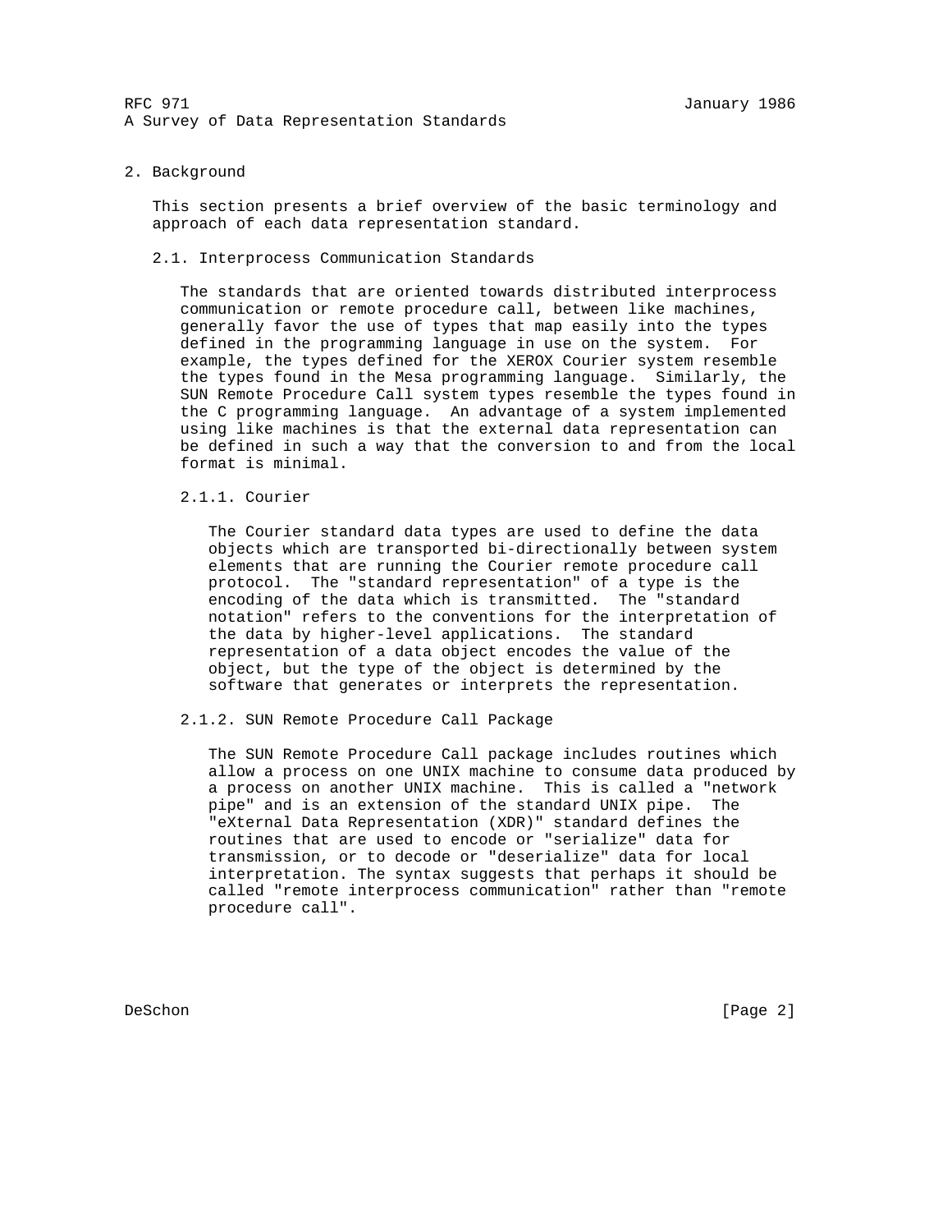## 2. Background

This section presents a brief overview of the basic terminology and approach of each data representation standard.

### 2.1. Interprocess Communication Standards

The standards that are oriented towards distributed interprocess communication or remote procedure call, between like machines, generally favor the use of types that map easily into the types defined in the programming language in use on the system. For example, the types defined for the XEROX Courier system resemble the types found in the Mesa programming language. Similarly, the SUN Remote Procedure Call system types resemble the types found in the C programming language. An advantage of a system implemented using like machines is that the external data representation can be defined in such a way that the conversion to and from the local format is minimal.

#### 2.1.1. Courier

The Courier standard data types are used to define the data objects which are transported bi-directionally between system elements that are running the Courier remote procedure call protocol. The "standard representation" of a type is the encoding of the data which is transmitted. The "standard notation" refers to the conventions for the interpretation of the data by higher-level applications. The standard representation of a data object encodes the value of the object, but the type of the object is determined by the software that generates or interprets the representation.

#### 2.1.2. SUN Remote Procedure Call Package

The SUN Remote Procedure Call package includes routines which allow a process on one UNIX machine to consume data produced by a process on another UNIX machine. This is called a "network pipe" and is an extension of the standard UNIX pipe. The "eXternal Data Representation (XDR)" standard defines the routines that are used to encode or "serialize" data for transmission, or to decode or "deserialize" data for local interpretation. The syntax suggests that perhaps it should be called "remote interprocess communication" rather than "remote procedure call".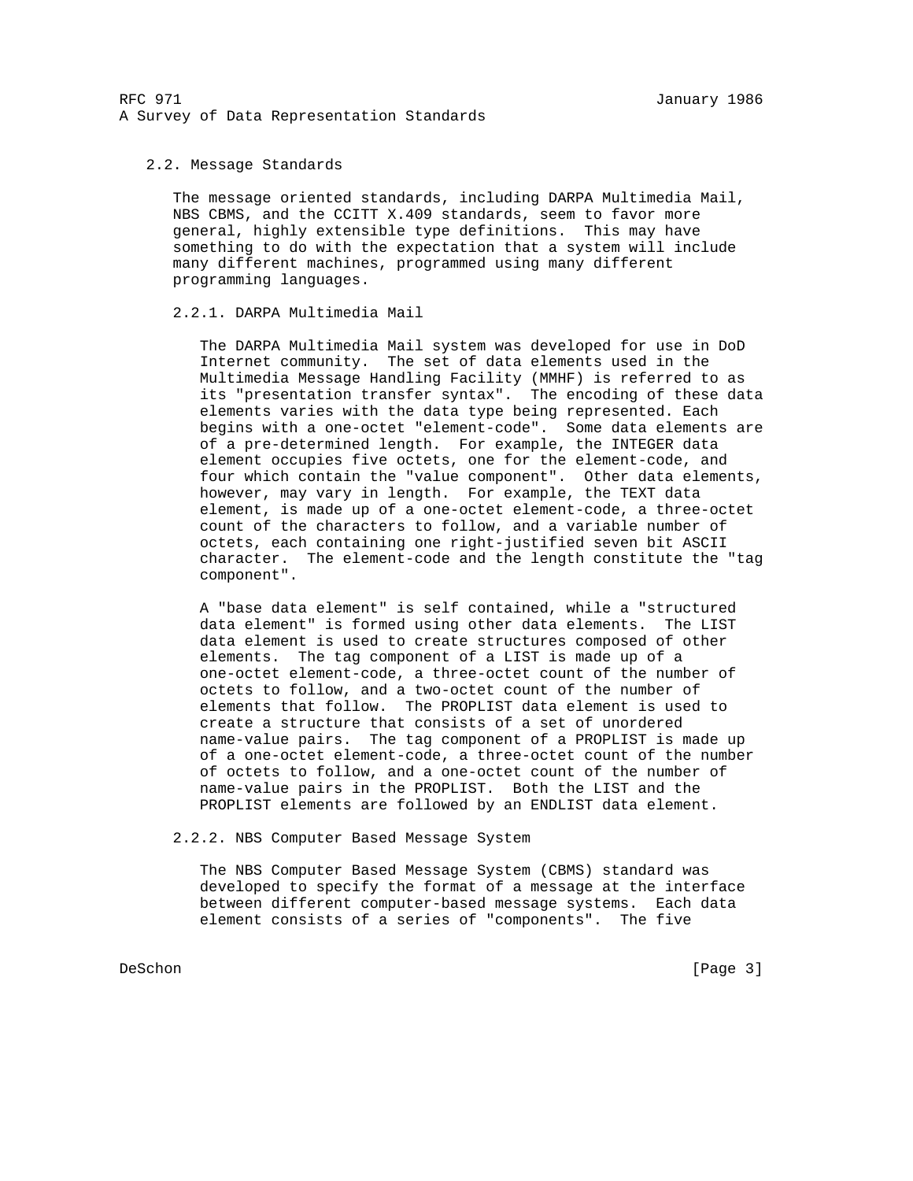## 2.2. Message Standards

The message oriented standards, including DARPA Multimedia Mail, NBS CBMS, and the CCITT X.409 standards, seem to favor more general, highly extensible type definitions. This may have something to do with the expectation that a system will include many different machines, programmed using many different programming languages.

### 2.2.1. DARPA Multimedia Mail

The DARPA Multimedia Mail system was developed for use in DoD Internet community. The set of data elements used in the Multimedia Message Handling Facility (MMHF) is referred to as its "presentation transfer syntax". The encoding of these data elements varies with the data type being represented. Each begins with a one-octet "element-code". Some data elements are of a pre-determined length. For example, the INTEGER data element occupies five octets, one for the element-code, and four which contain the "value component". Other data elements, however, may vary in length. For example, the TEXT data element, is made up of a one-octet element-code, a three-octet count of the characters to follow, and a variable number of octets, each containing one right-justified seven bit ASCII character. The element-code and the length constitute the "tag component".

A "base data element" is self contained, while a "structured data element" is formed using other data elements. The LIST data element is used to create structures composed of other elements. The tag component of a LIST is made up of a one-octet element-code, a three-octet count of the number of octets to follow, and a two-octet count of the number of elements that follow. The PROPLIST data element is used to create a structure that consists of a set of unordered name-value pairs. The tag component of a PROPLIST is made up of a one-octet element-code, a three-octet count of the number of octets to follow, and a one-octet count of the number of name-value pairs in the PROPLIST. Both the LIST and the PROPLIST elements are followed by an ENDLIST data element.

### 2.2.2. NBS Computer Based Message System

The NBS Computer Based Message System (CBMS) standard was developed to specify the format of a message at the interface between different computer-based message systems. Each data element consists of a series of "components". The five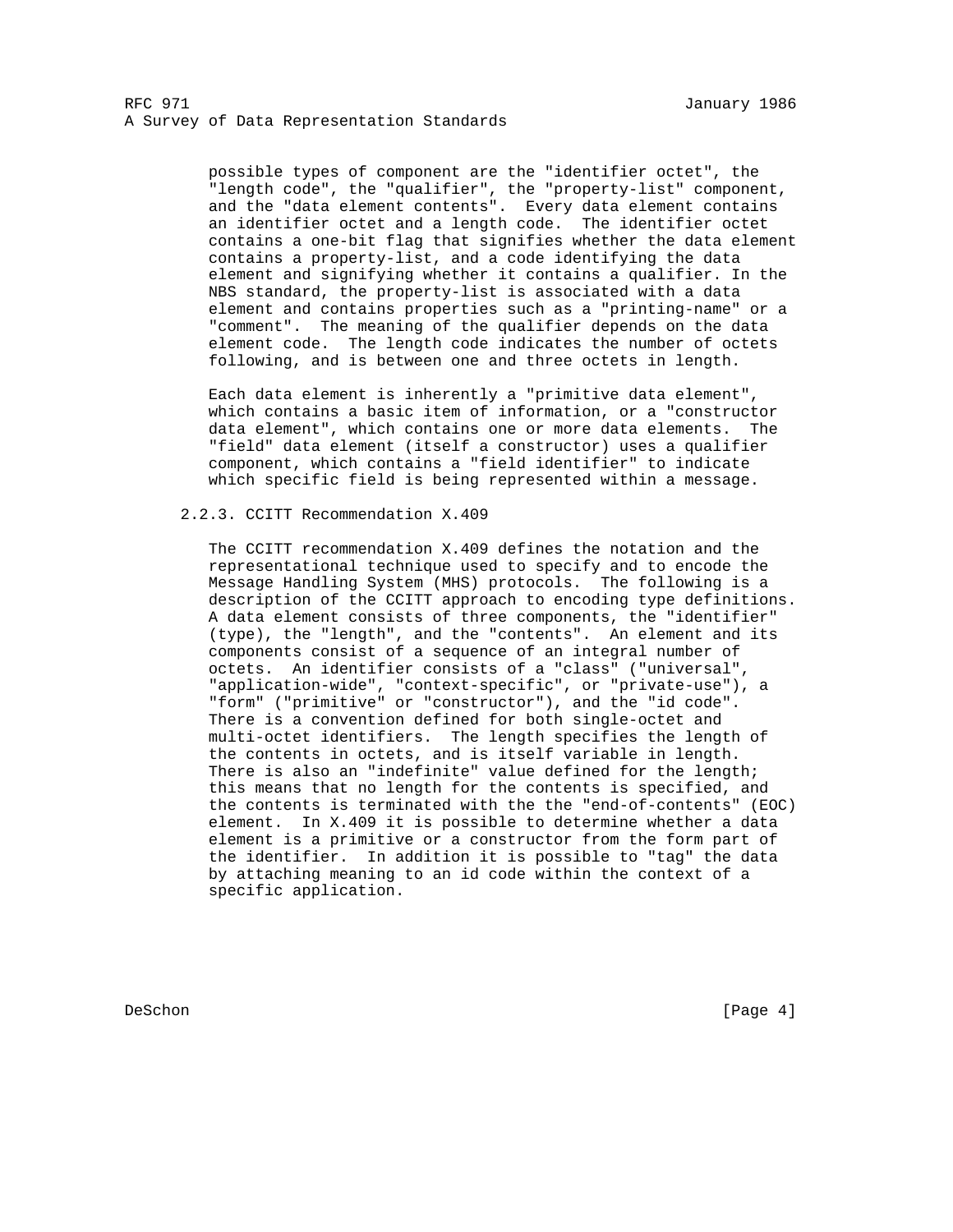possible types of component are the "identifier octet", the "length code", the "qualifier", the "property-list" component, and the "data element contents". Every data element contains an identifier octet and a length code. The identifier octet contains a one-bit flag that signifies whether the data element contains a property-list, and a code identifying the data element and signifying whether it contains a qualifier. In the NBS standard, the property-list is associated with a data element and contains properties such as a "printing-name" or a "comment". The meaning of the qualifier depends on the data element code. The length code indicates the number of octets following, and is between one and three octets in length.

Each data element is inherently a "primitive data element", which contains a basic item of information, or a "constructor data element", which contains one or more data elements. The "field" data element (itself a constructor) uses a qualifier component, which contains a "field identifier" to indicate which specific field is being represented within a message.

### 2.2.3. CCITT Recommendation X.409

The CCITT recommendation X.409 defines the notation and the representational technique used to specify and to encode the Message Handling System (MHS) protocols. The following is a description of the CCITT approach to encoding type definitions. A data element consists of three components, the "identifier" (type), the "length", and the "contents". An element and its components consist of a sequence of an integral number of octets. An identifier consists of a "class" ("universal", "application-wide", "context-specific", or "private-use"), a "form" ("primitive" or "constructor"), and the "id code". There is a convention defined for both single-octet and multi-octet identifiers. The length specifies the length of the contents in octets, and is itself variable in length. There is also an "indefinite" value defined for the length; this means that no length for the contents is specified, and the contents is terminated with the the "end-of-contents" (EOC) element. In X.409 it is possible to determine whether a data element is a primitive or a constructor from the form part of the identifier. In addition it is possible to "tag" the data by attaching meaning to an id code within the context of a specific application.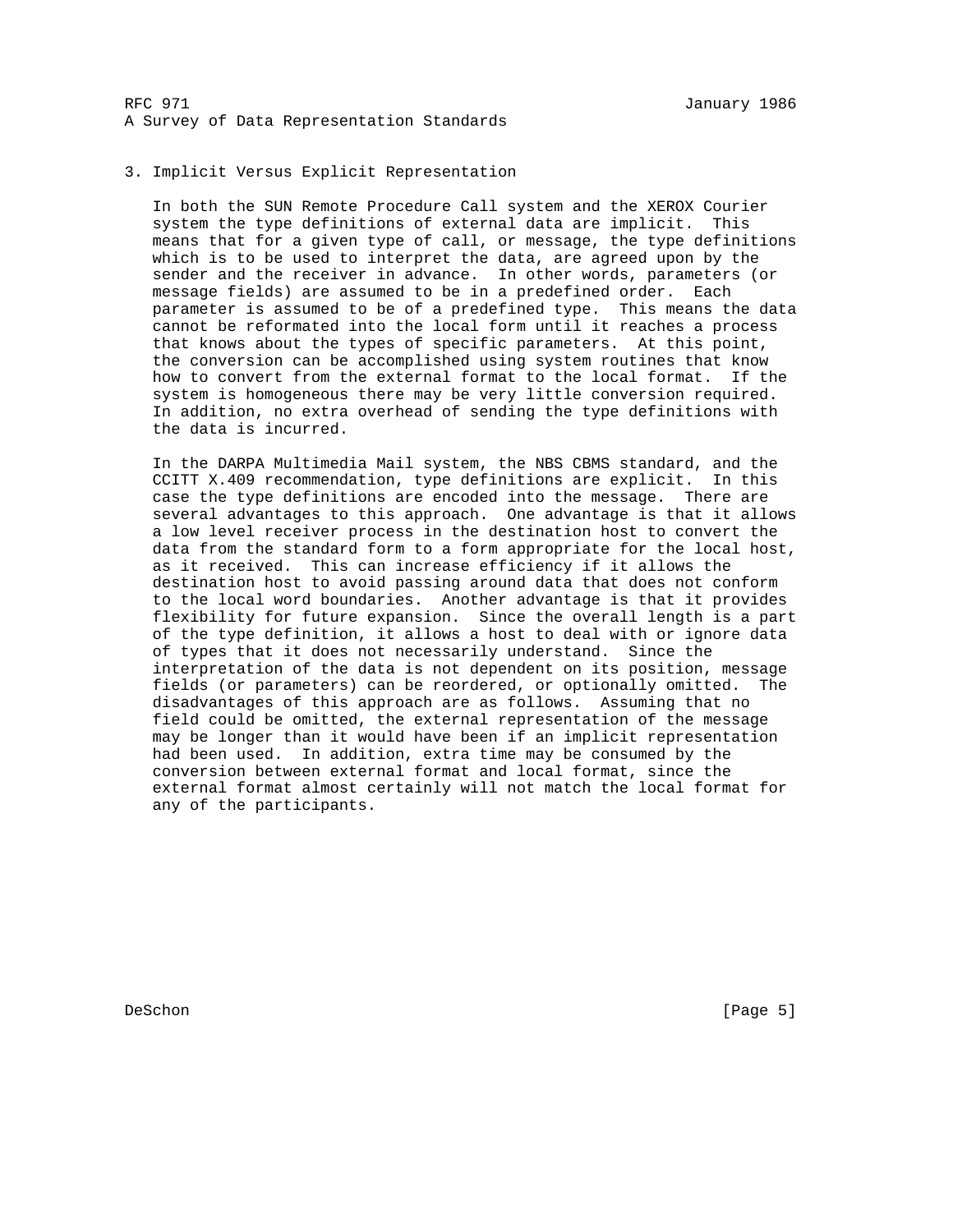## 3. Implicit Versus Explicit Representation

In both the SUN Remote Procedure Call system and the XEROX Courier system the type definitions of external data are implicit. This means that for a given type of call, or message, the type definitions which is to be used to interpret the data, are agreed upon by the sender and the receiver in advance. In other words, parameters (or message fields) are assumed to be in a predefined order. Each parameter is assumed to be of a predefined type. This means the data cannot be reformated into the local form until it reaches a process that knows about the types of specific parameters. At this point, the conversion can be accomplished using system routines that know how to convert from the external format to the local format. If the system is homogeneous there may be very little conversion required. In addition, no extra overhead of sending the type definitions with the data is incurred.

In the DARPA Multimedia Mail system, the NBS CBMS standard, and the CCITT X.409 recommendation, type definitions are explicit. In this case the type definitions are encoded into the message. There are several advantages to this approach. One advantage is that it allows a low level receiver process in the destination host to convert the data from the standard form to a form appropriate for the local host, as it received. This can increase efficiency if it allows the destination host to avoid passing around data that does not conform to the local word boundaries. Another advantage is that it provides flexibility for future expansion. Since the overall length is a part of the type definition, it allows a host to deal with or ignore data of types that it does not necessarily understand. Since the interpretation of the data is not dependent on its position, message fields (or parameters) can be reordered, or optionally omitted. The disadvantages of this approach are as follows. Assuming that no field could be omitted, the external representation of the message may be longer than it would have been if an implicit representation had been used. In addition, extra time may be consumed by the conversion between external format and local format, since the external format almost certainly will not match the local format for any of the participants.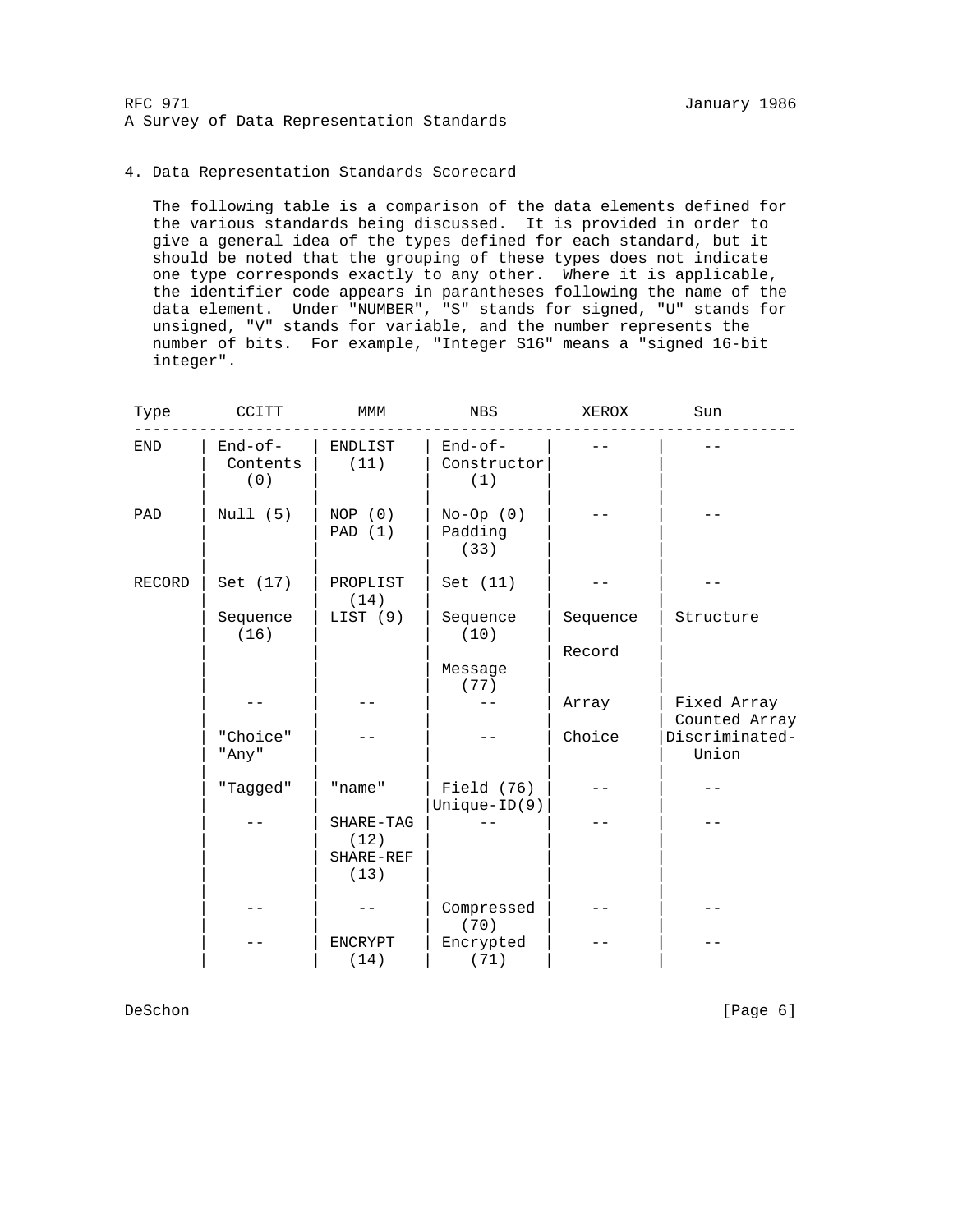## 4. Data Representation Standards Scorecard

The following table is a comparison of the data elements defined for the various standards being discussed. It is provided in order to give a general idea of the types defined for each standard, but it should be noted that the grouping of these types does not indicate one type corresponds exactly to any other. Where it is applicable, the identifier code appears in parantheses following the name of the data element. Under "NUMBER", "S" stands for signed, "U" stands for unsigned, "V" stands for variable, and the number represents the number of bits. For example, "Integer S16" means a "signed 16-bit integer".

| Type | CCITT | MMM | NBS | XEROX | Sun |
| --- | --- | --- | --- | --- | --- |
| END | End-of-Contents (0) | ENDLIST (11) | End-of-Constructor (1) | -- | -- |
| PAD | Null (5) | NOP (0) PAD (1) | No-Op (0) Padding (33) | -- | -- |
| RECORD | Set (17) | PROPLIST (14) | Set (11) | -- | -- |
| | Sequence (16) | LIST (9) | Sequence (10) | Sequence | Structure |
| | | | | Record | |
| | | | Message (77) | | |
| | -- | -- | -- | Array | Fixed Array Counted Array |
| | "Choice" "Any" | -- | -- | Choice | Discriminated-Union |
| | "Tagged" | "name" | Field (76) Unique-ID(9) | -- | -- |
| | -- | SHARE-TAG (12) SHARE-REF (13) | -- | -- | -- |
| | -- | -- | Compressed (70) | -- | -- |
| | -- | ENCRYPT (14) | Encrypted (71) | -- | -- |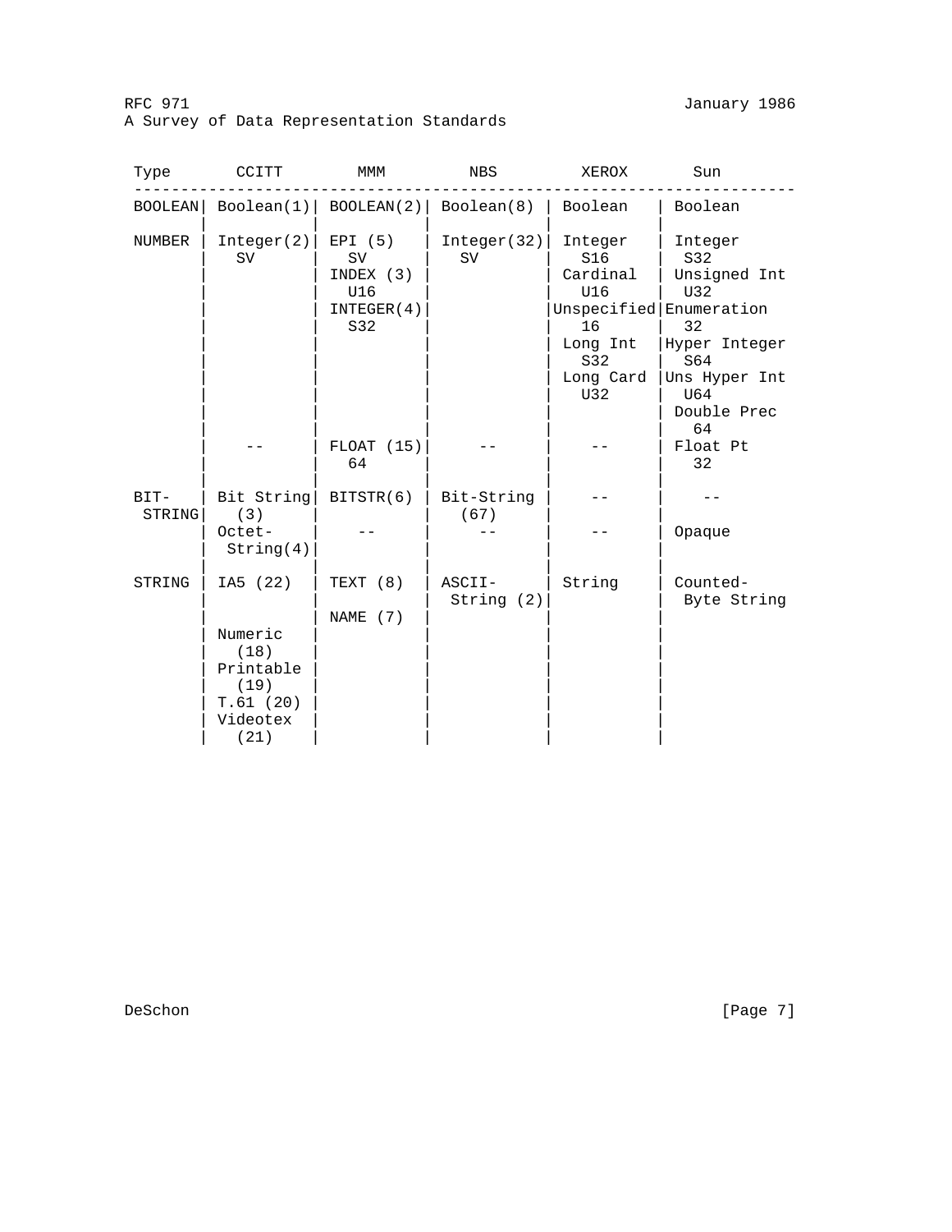```
 Type       CCITT        MMM          NBS         XEROX       Sun
 ----------------------------------------------------------------------
 BOOLEAN| Boolean(1)| BOOLEAN(2)| Boolean(8) | Boolean    | Boolean
        |           |           |            |            |
 NUMBER | Integer(2)| EPI (5)   | Integer(32)| Integer    | Integer
        |   SV      |  SV       |   SV       |   S16      |  S32
        |           | INDEX (3) |            | Cardinal   | Unsigned Int
        |           |  U16      |            |   U16      |  U32
        |           | INTEGER(4)|            |Unspecified|Enumeration
        |           |  S32      |            |   16       |  32
        |           |           |            | Long Int   |Hyper Integer
        |           |           |            |   S32      |  S64
        |           |           |            | Long Card  |Uns Hyper Int
        |           |           |            |   U32      |  U64
        |           |           |            |            | Double Prec
        |           |           |            |            |   64
        |    --     | FLOAT (15)|     --     |    --      | Float Pt
        |           |  64       |            |            |   32
        |           |           |            |            |
 BIT-   | Bit String| BITSTR(6) | Bit-String |    --      |    --
  STRING|   (3)     |           |   (67)     |            |
        | Octet-    |    --     |     --     |    --      | Opaque
        |  String(4)|           |            |            |
        |           |           |            |            |
 STRING | IA5 (22)  | TEXT (8)  | ASCII-     | String     | Counted-
        |           |           |  String (2)|            |  Byte String
        |           | NAME (7)  |            |            |
        | Numeric   |           |            |            |
        |   (18)    |           |            |            |
        | Printable |           |            |            |
        |   (19)    |           |            |            |
        | T.61 (20) |           |            |            |
        | Videotex  |           |            |            |
        |   (21)    |           |            |            |
```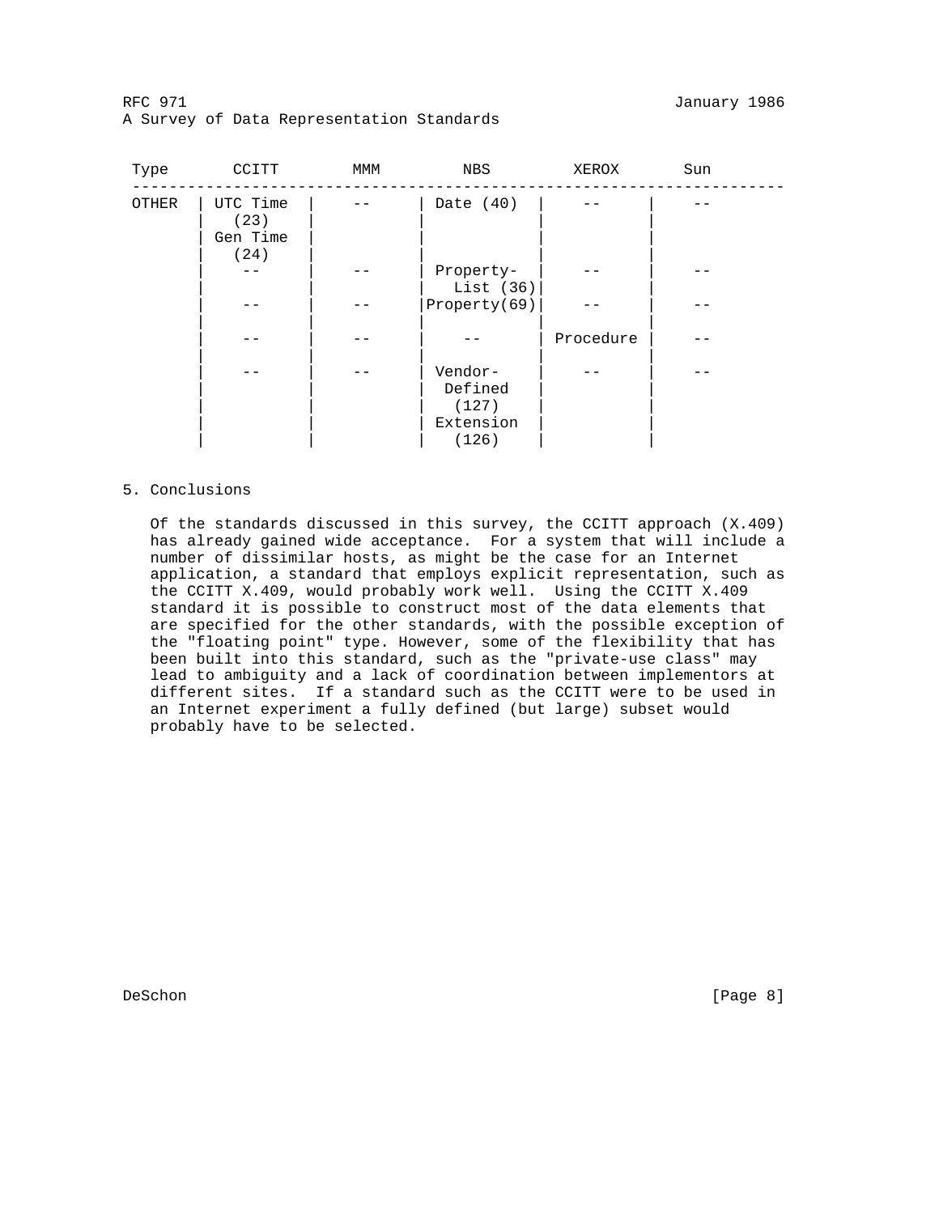| Type | CCITT | MMM | NBS | XEROX | Sun |
|---|---|---|---|---|---|
| OTHER | UTC Time (23) Gen Time (24) | -- | Date (40) | -- | -- |
| | -- | -- | Property-List (36) | -- | -- |
| | -- | -- | Property(69) | -- | -- |
| | -- | -- | -- | Procedure | -- |
| | -- | -- | Vendor-Defined (127) Extension (126) | -- | -- |

## 5. Conclusions

Of the standards discussed in this survey, the CCITT approach (X.409) has already gained wide acceptance. For a system that will include a number of dissimilar hosts, as might be the case for an Internet application, a standard that employs explicit representation, such as the CCITT X.409, would probably work well. Using the CCITT X.409 standard it is possible to construct most of the data elements that are specified for the other standards, with the possible exception of the "floating point" type. However, some of the flexibility that has been built into this standard, such as the "private-use class" may lead to ambiguity and a lack of coordination between implementors at different sites. If a standard such as the CCITT were to be used in an Internet experiment a fully defined (but large) subset would probably have to be selected.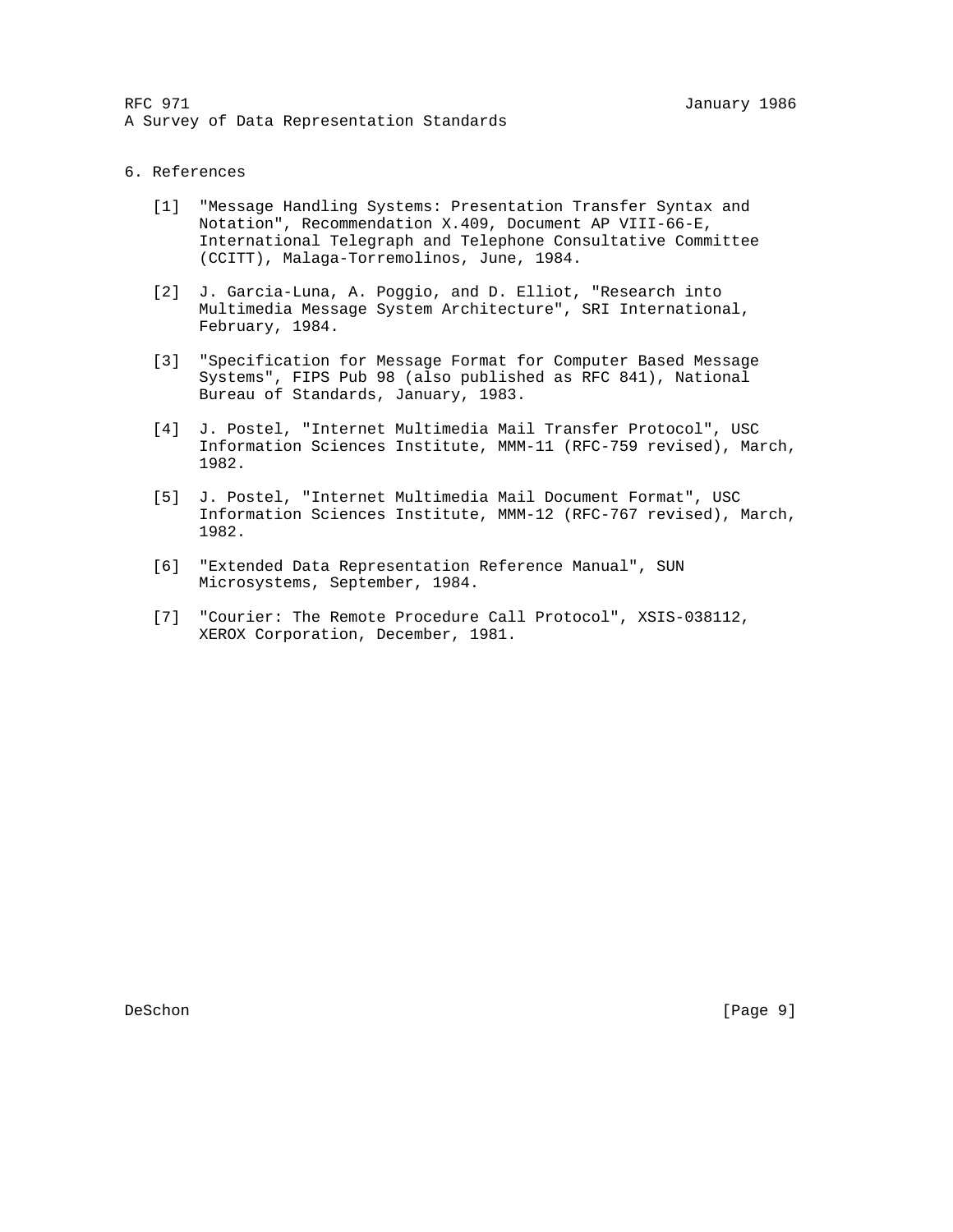## 6. References

[1] "Message Handling Systems: Presentation Transfer Syntax and Notation", Recommendation X.409, Document AP VIII-66-E, International Telegraph and Telephone Consultative Committee (CCITT), Malaga-Torremolinos, June, 1984.

[2] J. Garcia-Luna, A. Poggio, and D. Elliot, "Research into Multimedia Message System Architecture", SRI International, February, 1984.

[3] "Specification for Message Format for Computer Based Message Systems", FIPS Pub 98 (also published as RFC 841), National Bureau of Standards, January, 1983.

[4] J. Postel, "Internet Multimedia Mail Transfer Protocol", USC Information Sciences Institute, MMM-11 (RFC-759 revised), March, 1982.

[5] J. Postel, "Internet Multimedia Mail Document Format", USC Information Sciences Institute, MMM-12 (RFC-767 revised), March, 1982.

[6] "Extended Data Representation Reference Manual", SUN Microsystems, September, 1984.

[7] "Courier: The Remote Procedure Call Protocol", XSIS-038112, XEROX Corporation, December, 1981.